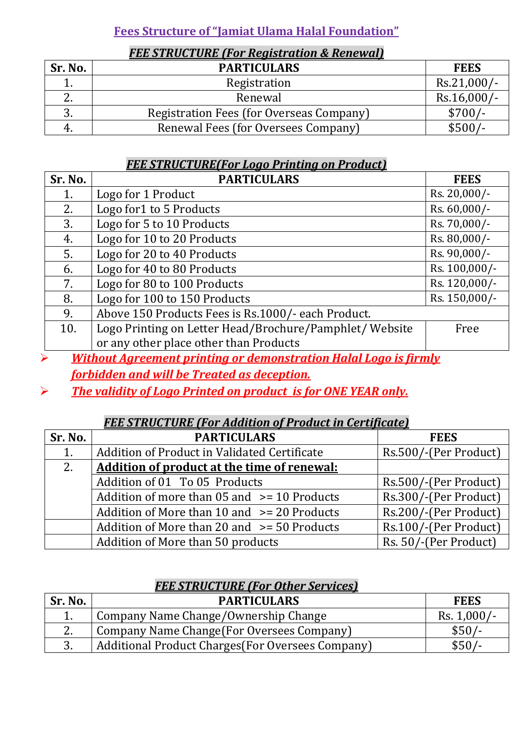# Fees Structure of "Jamiat Ulama Halal Foundation"

## *FEE STRUCTURE (For Registration & Renewal)*

| Sr. No. | PARTICULARS | FEES |
|---|---|---|
| 1. | Registration | Rs.21,000/- |
| 2. | Renewal | Rs.16,000/- |
| 3. | Registration Fees (for Overseas Company) | $700/- |
| 4. | Renewal Fees (for Oversees Company) | $500/- |

## *FEE STRUCTURE(For Logo Printing on Product)*

| Sr. No. | PARTICULARS | FEES |
|---|---|---|
| 1. | Logo for 1 Product | Rs. 20,000/- |
| 2. | Logo for1 to 5 Products | Rs. 60,000/- |
| 3. | Logo for 5 to 10 Products | Rs. 70,000/- |
| 4. | Logo for 10 to 20 Products | Rs. 80,000/- |
| 5. | Logo for 20 to 40 Products | Rs. 90,000/- |
| 6. | Logo for 40 to 80 Products | Rs. 100,000/- |
| 7. | Logo for 80 to 100 Products | Rs. 120,000/- |
| 8. | Logo for 100 to 150 Products | Rs. 150,000/- |
| 9. | Above 150 Products Fees is Rs.1000/- each Product. | |
| 10. | Logo Printing on Letter Head/Brochure/Pamphlet/ Website or any other place other than Products | Free |

- ***Without Agreement printing or demonstration Halal Logo is firmly forbidden and will be Treated as deception.***
- ***The validity of Logo Printed on product is for ONE YEAR only.***

## *FEE STRUCTURE (For Addition of Product in Certificate)*

| Sr. No. | PARTICULARS | FEES |
|---|---|---|
| 1. | Addition of Product in Validated Certificate | Rs.500/-(Per Product) |
| 2. | **Addition of product at the time of renewal:** | |
| | Addition of 01 To 05 Products | Rs.500/-(Per Product) |
| | Addition of more than 05 and >= 10 Products | Rs.300/-(Per Product) |
| | Addition of More than 10 and >= 20 Products | Rs.200/-(Per Product) |
| | Addition of More than 20 and >= 50 Products | Rs.100/-(Per Product) |
| | Addition of More than 50 products | Rs. 50/-(Per Product) |

## *FEE STRUCTURE (For Other Services)*

| Sr. No. | PARTICULARS | FEES |
|---|---|---|
| 1. | Company Name Change/Ownership Change | Rs. 1,000/- |
| 2. | Company Name Change(For Oversees Company) | $50/- |
| 3. | Additional Product Charges(For Oversees Company) | $50/- |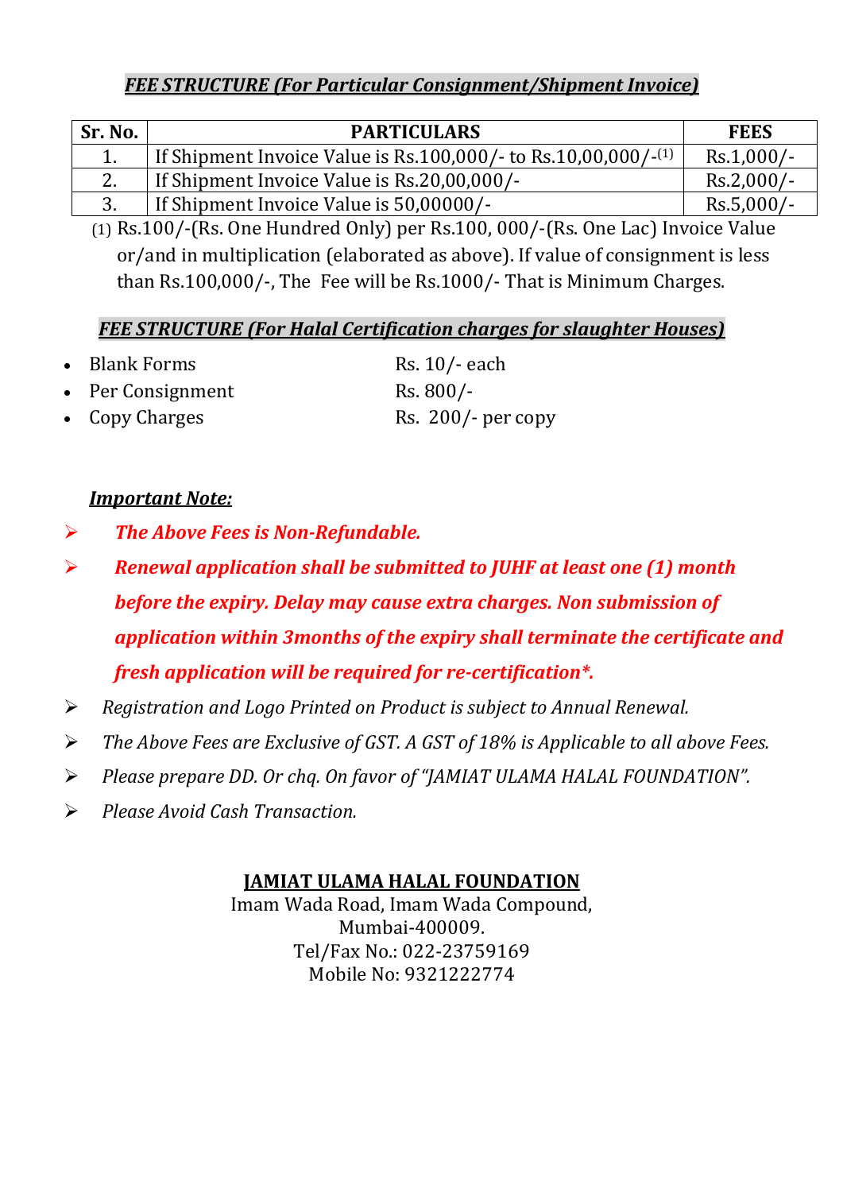## ***FEE STRUCTURE (For Particular Consignment/Shipment Invoice)***

| Sr. No. | PARTICULARS | FEES |
|---|---|---|
| 1. | If Shipment Invoice Value is Rs.100,000/- to Rs.10,00,000/-[(1)] | Rs.1,000/- |
| 2. | If Shipment Invoice Value is Rs.20,00,000/- | Rs.2,000/- |
| 3. | If Shipment Invoice Value is 50,00000/- | Rs.5,000/- |

(1) Rs.100/-(Rs. One Hundred Only) per Rs.100, 000/-(Rs. One Lac) Invoice Value or/and in multiplication (elaborated as above). If value of consignment is less than Rs.100,000/-, The Fee will be Rs.1000/- That is Minimum Charges.

## ***FEE STRUCTURE (For Halal Certification charges for slaughter Houses)***

- Blank Forms — Rs. 10/- each
- Per Consignment — Rs. 800/-
- Copy Charges — Rs. 200/- per copy

***Important Note:***

- ***The Above Fees is Non-Refundable.***
- ***Renewal application shall be submitted to JUHF at least one (1) month before the expiry. Delay may cause extra charges. Non submission of application within 3months of the expiry shall terminate the certificate and fresh application will be required for re-certification*.***
- *Registration and Logo Printed on Product is subject to Annual Renewal.*
- *The Above Fees are Exclusive of GST. A GST of 18% is Applicable to all above Fees.*
- *Please prepare DD. Or chq. On favor of "JAMIAT ULAMA HALAL FOUNDATION".*
- *Please Avoid Cash Transaction.*

**JAMIAT ULAMA HALAL FOUNDATION**
Imam Wada Road, Imam Wada Compound,
Mumbai-400009.
Tel/Fax No.: 022-23759169
Mobile No: 9321222774